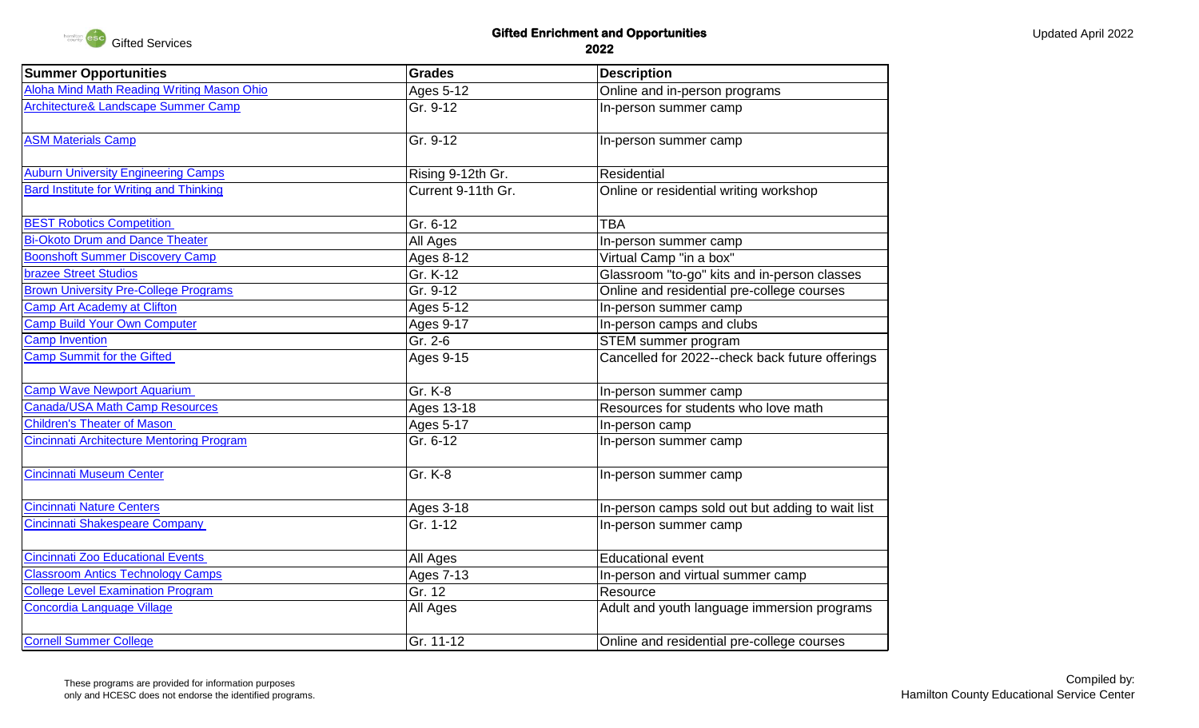Gifted Services

# Gifted Enrichment and Opportunities
## 2022

Updated April 2022

| Summer Opportunities | Grades | Description |
|---|---|---|
| Aloha Mind Math Reading Writing Mason Ohio | Ages 5-12 | Online and in-person programs |
| Architecture& Landscape Summer Camp | Gr. 9-12 | In-person summer camp |
| ASM Materials Camp | Gr. 9-12 | In-person summer camp |
| Auburn University Engineering Camps | Rising 9-12th Gr. | Residential |
| Bard Institute for Writing and Thinking | Current 9-11th Gr. | Online or residential writing workshop |
| BEST Robotics Competition | Gr. 6-12 | TBA |
| Bi-Okoto Drum and Dance Theater | All Ages | In-person summer camp |
| Boonshoft Summer Discovery Camp | Ages 8-12 | Virtual Camp "in a box" |
| brazee Street Studios | Gr. K-12 | Glassroom "to-go" kits and in-person classes |
| Brown University Pre-College Programs | Gr. 9-12 | Online and residential pre-college courses |
| Camp Art Academy at Clifton | Ages 5-12 | In-person summer camp |
| Camp Build Your Own Computer | Ages 9-17 | In-person camps and clubs |
| Camp Invention | Gr. 2-6 | STEM summer program |
| Camp Summit for the Gifted | Ages 9-15 | Cancelled for 2022--check back future offerings |
| Camp Wave Newport Aquarium | Gr. K-8 | In-person summer camp |
| Canada/USA Math Camp Resources | Ages 13-18 | Resources for students who love math |
| Children's Theater of Mason | Ages 5-17 | In-person camp |
| Cincinnati Architecture Mentoring Program | Gr. 6-12 | In-person summer camp |
| Cincinnati Museum Center | Gr. K-8 | In-person summer camp |
| Cincinnati Nature Centers | Ages 3-18 | In-person camps sold out but adding to wait list |
| Cincinnati Shakespeare Company | Gr. 1-12 | In-person summer camp |
| Cincinnati Zoo Educational Events | All Ages | Educational event |
| Classroom Antics Technology Camps | Ages 7-13 | In-person and virtual summer camp |
| College Level Examination Program | Gr. 12 | Resource |
| Concordia Language Village | All Ages | Adult and youth language immersion programs |
| Cornell Summer College | Gr. 11-12 | Online and residential pre-college courses |

These programs are provided for information purposes only and HCESC does not endorse the identified programs.

Compiled by:
Hamilton County Educational Service Center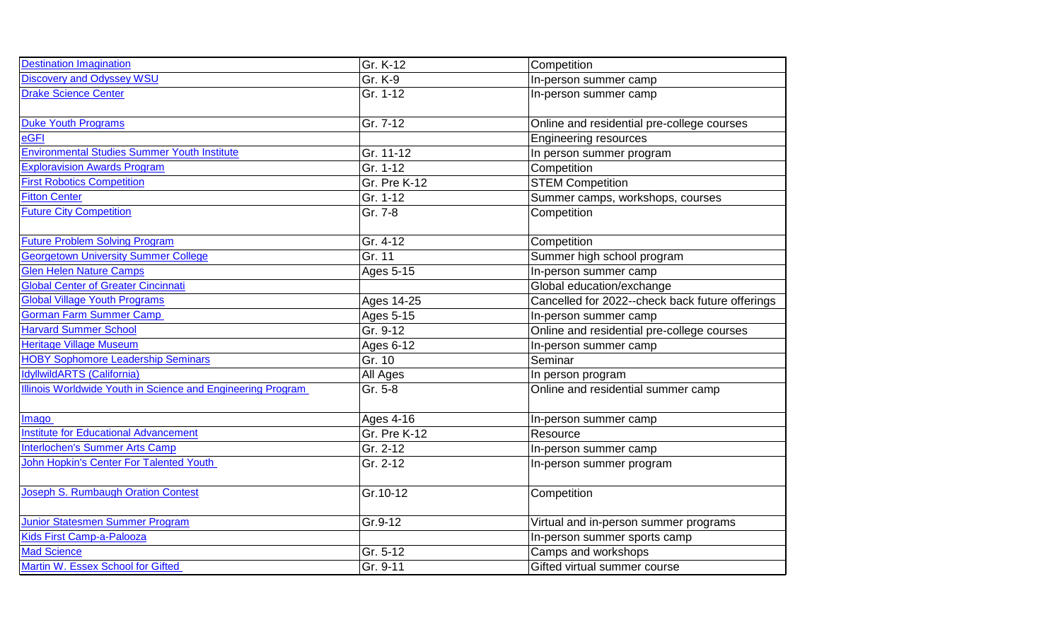| | | |
|---|---|---|
| Destination Imagination | Gr. K-12 | Competition |
| Discovery and Odyssey WSU | Gr. K-9 | In-person summer camp |
| Drake Science Center | Gr. 1-12 | In-person summer camp |
| Duke Youth Programs | Gr. 7-12 | Online and residential pre-college courses |
| eGFI | | Engineering resources |
| Environmental Studies Summer Youth Institute | Gr. 11-12 | In person summer program |
| Exploravision Awards Program | Gr. 1-12 | Competition |
| First Robotics Competition | Gr. Pre K-12 | STEM Competition |
| Fitton Center | Gr. 1-12 | Summer camps, workshops, courses |
| Future City Competition | Gr. 7-8 | Competition |
| Future Problem Solving Program | Gr. 4-12 | Competition |
| Georgetown University Summer College | Gr. 11 | Summer high school program |
| Glen Helen Nature Camps | Ages 5-15 | In-person summer camp |
| Global Center of Greater Cincinnati | | Global education/exchange |
| Global Village Youth Programs | Ages 14-25 | Cancelled for 2022--check back future offerings |
| Gorman Farm Summer Camp | Ages 5-15 | In-person summer camp |
| Harvard Summer School | Gr. 9-12 | Online and residential pre-college courses |
| Heritage Village Museum | Ages 6-12 | In-person summer camp |
| HOBY Sophomore Leadership Seminars | Gr. 10 | Seminar |
| IdyllwildARTS (California) | All Ages | In person program |
| Illinois Worldwide Youth in Science and Engineering Program | Gr. 5-8 | Online and residential summer camp |
| Imago | Ages 4-16 | In-person summer camp |
| Institute for Educational Advancement | Gr. Pre K-12 | Resource |
| Interlochen's Summer Arts Camp | Gr. 2-12 | In-person summer camp |
| John Hopkin's Center For Talented Youth | Gr. 2-12 | In-person summer program |
| Joseph S. Rumbaugh Oration Contest | Gr.10-12 | Competition |
| Junior Statesmen Summer Program | Gr.9-12 | Virtual and in-person summer programs |
| Kids First Camp-a-Palooza | | In-person summer sports camp |
| Mad Science | Gr. 5-12 | Camps and workshops |
| Martin W. Essex School for Gifted | Gr. 9-11 | Gifted virtual summer course |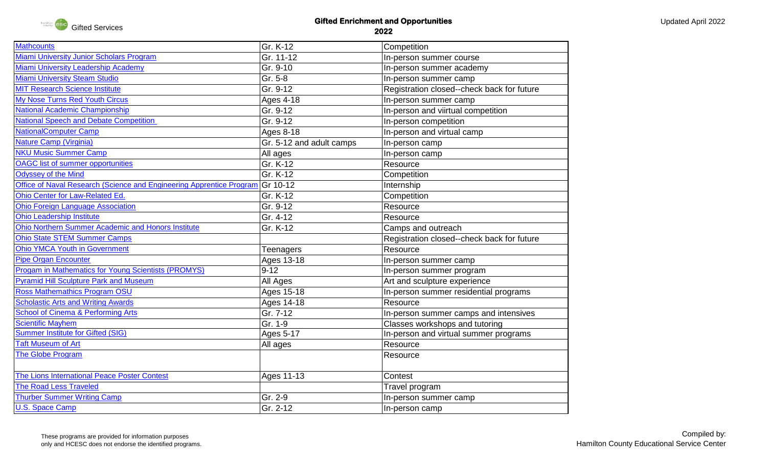| Mathcounts | Gr. K-12 | Competition |
|---|---|---|
| Miami University Junior Scholars Program | Gr. 11-12 | In-person summer course |
| Miami University Leadership Academy | Gr. 9-10 | In-person summer academy |
| Miami University Steam Studio | Gr. 5-8 | In-person summer camp |
| MIT Research Science Institute | Gr. 9-12 | Registration closed--check back for future |
| My Nose Turns Red Youth Circus | Ages 4-18 | In-person summer camp |
| National Academic Championship | Gr. 9-12 | In-person and viirtual competition |
| National Speech and Debate Competition | Gr. 9-12 | In-person competition |
| NationalComputer Camp | Ages 8-18 | In-person and virtual camp |
| Nature Camp (Virginia) | Gr. 5-12 and adult camps | In-person camp |
| NKU Music Summer Camp | All ages | In-person camp |
| OAGC list of summer opportunities | Gr. K-12 | Resource |
| Odyssey of the Mind | Gr. K-12 | Competition |
| Office of Naval Research (Science and Engineering Apprentice Program | Gr 10-12 | Internship |
| Ohio Center for Law-Related Ed. | Gr. K-12 | Competition |
| Ohio Foreign Language Association | Gr. 9-12 | Resource |
| Ohio Leadership Institute | Gr. 4-12 | Resource |
| Ohio Northern Summer Academic and Honors Institute | Gr. K-12 | Camps and outreach |
| Ohio State STEM Summer Camps | | Registration closed--check back for future |
| Ohio YMCA Youth in Government | Teenagers | Resource |
| Pipe Organ Encounter | Ages 13-18 | In-person summer camp |
| Progam in Mathematics for Young Scientists (PROMYS) | 9-12 | In-person summer program |
| Pyramid Hill Sculpture Park and Museum | All Ages | Art and sculpture experience |
| Ross Mathemathics Program OSU | Ages 15-18 | In-person summer residential programs |
| Scholastic Arts and Writing Awards | Ages 14-18 | Resource |
| School of Cinema & Performing Arts | Gr. 7-12 | In-person summer camps and intensives |
| Scientific Mayhem | Gr. 1-9 | Classes workshops and tutoring |
| Summer Institute for Gifted (SIG) | Ages 5-17 | In-person and virtual summer programs |
| Taft Museum of Art | All ages | Resource |
| The Globe Program | | Resource |
| The Lions International Peace Poster Contest | Ages 11-13 | Contest |
| The Road Less Traveled | | Travel program |
| Thurber Summer Writing Camp | Gr. 2-9 | In-person summer camp |
| U.S. Space Camp | Gr. 2-12 | In-person camp |

These programs are provided for information purposes only and HCESC does not endorse the identified programs.

Compiled by: Hamilton County Educational Service Center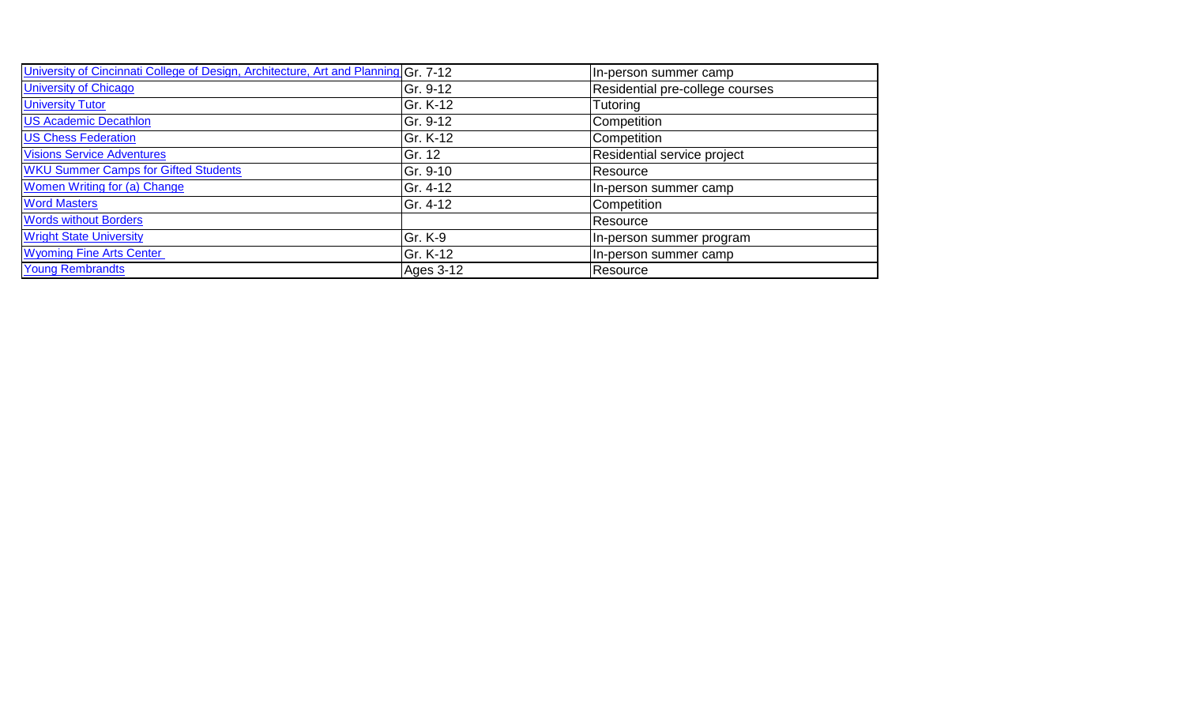| | | |
|---|---|---|
| University of Cincinnati College of Design, Architecture, Art and Planning | Gr. 7-12 | In-person summer camp |
| University of Chicago | Gr. 9-12 | Residential pre-college courses |
| University Tutor | Gr. K-12 | Tutoring |
| US Academic Decathlon | Gr. 9-12 | Competition |
| US Chess Federation | Gr. K-12 | Competition |
| Visions Service Adventures | Gr. 12 | Residential service project |
| WKU Summer Camps for Gifted Students | Gr. 9-10 | Resource |
| Women Writing for (a) Change | Gr. 4-12 | In-person summer camp |
| Word Masters | Gr. 4-12 | Competition |
| Words without Borders | | Resource |
| Wright State University | Gr. K-9 | In-person summer program |
| Wyoming Fine Arts Center | Gr. K-12 | In-person summer camp |
| Young Rembrandts | Ages 3-12 | Resource |